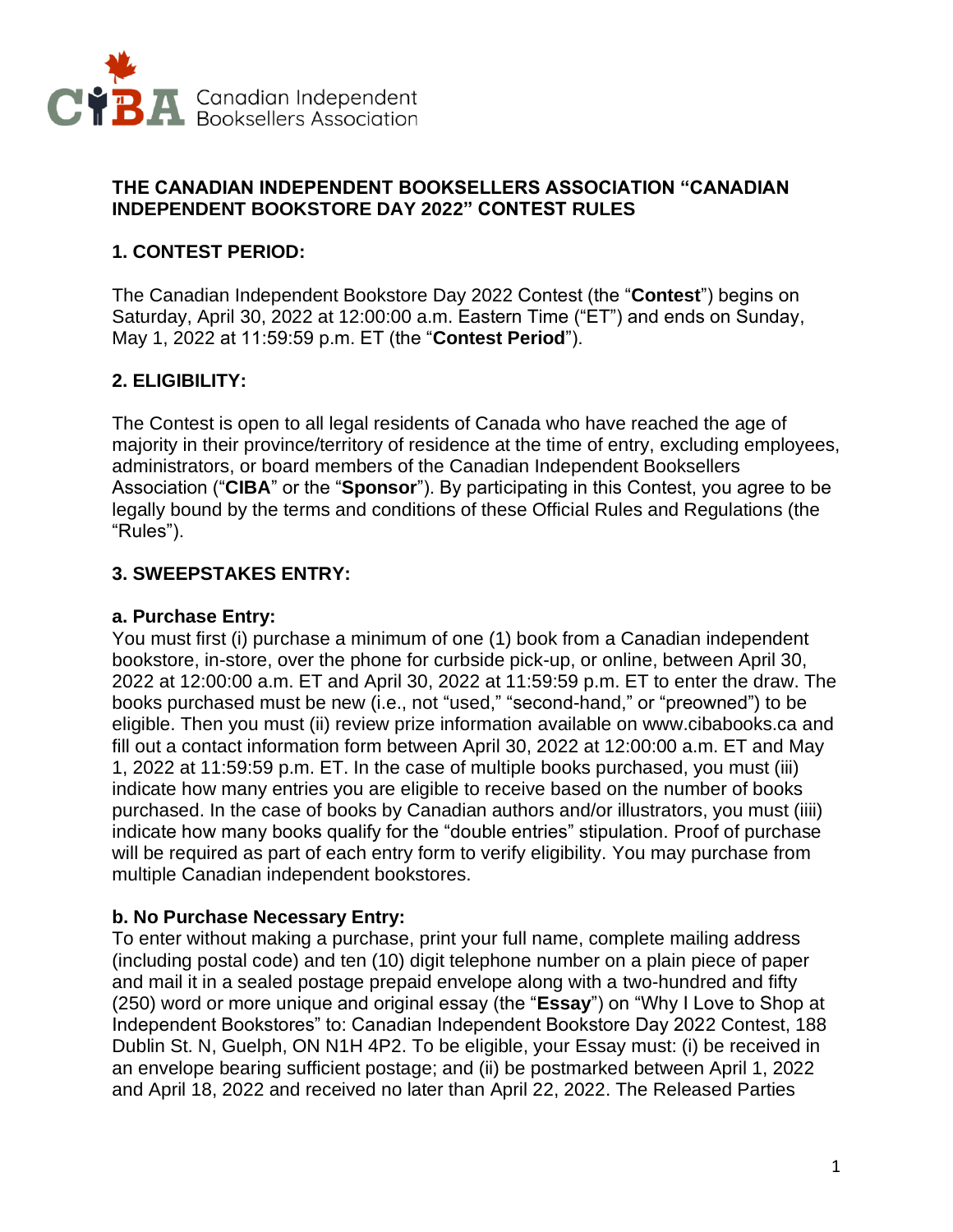Canadian Independent Booksellers Association

## THE CANADIAN INDEPENDENT BOOKSELLERS ASSOCIATION "CANADIAN INDEPENDENT BOOKSTORE DAY 2022" CONTEST RULES

### 1. CONTEST PERIOD:

The Canadian Independent Bookstore Day 2022 Contest (the "**Contest**") begins on Saturday, April 30, 2022 at 12:00:00 a.m. Eastern Time ("ET") and ends on Sunday, May 1, 2022 at 11:59:59 p.m. ET (the "**Contest Period**").

### 2. ELIGIBILITY:

The Contest is open to all legal residents of Canada who have reached the age of majority in their province/territory of residence at the time of entry, excluding employees, administrators, or board members of the Canadian Independent Booksellers Association ("**CIBA**" or the "**Sponsor**"). By participating in this Contest, you agree to be legally bound by the terms and conditions of these Official Rules and Regulations (the "Rules").

### 3. SWEEPSTAKES ENTRY:

**a. Purchase Entry:**
You must first (i) purchase a minimum of one (1) book from a Canadian independent bookstore, in-store, over the phone for curbside pick-up, or online, between April 30, 2022 at 12:00:00 a.m. ET and April 30, 2022 at 11:59:59 p.m. ET to enter the draw. The books purchased must be new (i.e., not "used," "second-hand," or "preowned") to be eligible. Then you must (ii) review prize information available on www.cibabooks.ca and fill out a contact information form between April 30, 2022 at 12:00:00 a.m. ET and May 1, 2022 at 11:59:59 p.m. ET. In the case of multiple books purchased, you must (iii) indicate how many entries you are eligible to receive based on the number of books purchased. In the case of books by Canadian authors and/or illustrators, you must (iiii) indicate how many books qualify for the "double entries" stipulation. Proof of purchase will be required as part of each entry form to verify eligibility. You may purchase from multiple Canadian independent bookstores.

**b. No Purchase Necessary Entry:**
To enter without making a purchase, print your full name, complete mailing address (including postal code) and ten (10) digit telephone number on a plain piece of paper and mail it in a sealed postage prepaid envelope along with a two-hundred and fifty (250) word or more unique and original essay (the "**Essay**") on "Why I Love to Shop at Independent Bookstores" to: Canadian Independent Bookstore Day 2022 Contest, 188 Dublin St. N, Guelph, ON N1H 4P2. To be eligible, your Essay must: (i) be received in an envelope bearing sufficient postage; and (ii) be postmarked between April 1, 2022 and April 18, 2022 and received no later than April 22, 2022. The Released Parties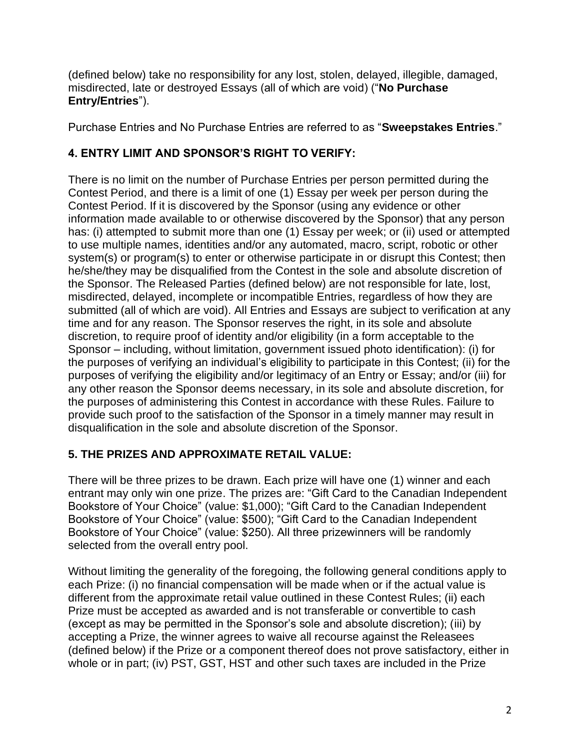(defined below) take no responsibility for any lost, stolen, delayed, illegible, damaged, misdirected, late or destroyed Essays (all of which are void) ("**No Purchase Entry/Entries**").

Purchase Entries and No Purchase Entries are referred to as "**Sweepstakes Entries**."

## 4. ENTRY LIMIT AND SPONSOR'S RIGHT TO VERIFY:

There is no limit on the number of Purchase Entries per person permitted during the Contest Period, and there is a limit of one (1) Essay per week per person during the Contest Period. If it is discovered by the Sponsor (using any evidence or other information made available to or otherwise discovered by the Sponsor) that any person has: (i) attempted to submit more than one (1) Essay per week; or (ii) used or attempted to use multiple names, identities and/or any automated, macro, script, robotic or other system(s) or program(s) to enter or otherwise participate in or disrupt this Contest; then he/she/they may be disqualified from the Contest in the sole and absolute discretion of the Sponsor. The Released Parties (defined below) are not responsible for late, lost, misdirected, delayed, incomplete or incompatible Entries, regardless of how they are submitted (all of which are void). All Entries and Essays are subject to verification at any time and for any reason. The Sponsor reserves the right, in its sole and absolute discretion, to require proof of identity and/or eligibility (in a form acceptable to the Sponsor – including, without limitation, government issued photo identification): (i) for the purposes of verifying an individual's eligibility to participate in this Contest; (ii) for the purposes of verifying the eligibility and/or legitimacy of an Entry or Essay; and/or (iii) for any other reason the Sponsor deems necessary, in its sole and absolute discretion, for the purposes of administering this Contest in accordance with these Rules. Failure to provide such proof to the satisfaction of the Sponsor in a timely manner may result in disqualification in the sole and absolute discretion of the Sponsor.

## 5. THE PRIZES AND APPROXIMATE RETAIL VALUE:

There will be three prizes to be drawn. Each prize will have one (1) winner and each entrant may only win one prize. The prizes are: "Gift Card to the Canadian Independent Bookstore of Your Choice" (value: $1,000); "Gift Card to the Canadian Independent Bookstore of Your Choice" (value: $500); "Gift Card to the Canadian Independent Bookstore of Your Choice" (value: $250). All three prizewinners will be randomly selected from the overall entry pool.

Without limiting the generality of the foregoing, the following general conditions apply to each Prize: (i) no financial compensation will be made when or if the actual value is different from the approximate retail value outlined in these Contest Rules; (ii) each Prize must be accepted as awarded and is not transferable or convertible to cash (except as may be permitted in the Sponsor's sole and absolute discretion); (iii) by accepting a Prize, the winner agrees to waive all recourse against the Releasees (defined below) if the Prize or a component thereof does not prove satisfactory, either in whole or in part; (iv) PST, GST, HST and other such taxes are included in the Prize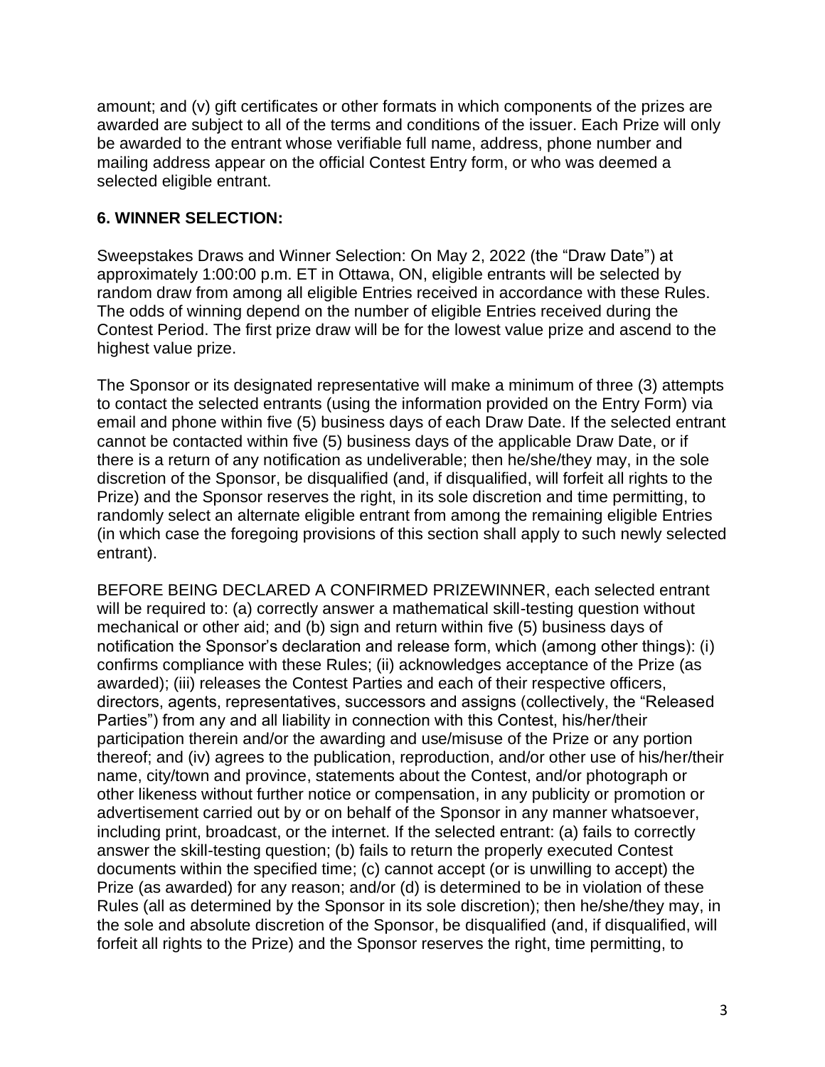amount; and (v) gift certificates or other formats in which components of the prizes are awarded are subject to all of the terms and conditions of the issuer. Each Prize will only be awarded to the entrant whose verifiable full name, address, phone number and mailing address appear on the official Contest Entry form, or who was deemed a selected eligible entrant.

**6. WINNER SELECTION:**

Sweepstakes Draws and Winner Selection: On May 2, 2022 (the "Draw Date") at approximately 1:00:00 p.m. ET in Ottawa, ON, eligible entrants will be selected by random draw from among all eligible Entries received in accordance with these Rules. The odds of winning depend on the number of eligible Entries received during the Contest Period. The first prize draw will be for the lowest value prize and ascend to the highest value prize.

The Sponsor or its designated representative will make a minimum of three (3) attempts to contact the selected entrants (using the information provided on the Entry Form) via email and phone within five (5) business days of each Draw Date. If the selected entrant cannot be contacted within five (5) business days of the applicable Draw Date, or if there is a return of any notification as undeliverable; then he/she/they may, in the sole discretion of the Sponsor, be disqualified (and, if disqualified, will forfeit all rights to the Prize) and the Sponsor reserves the right, in its sole discretion and time permitting, to randomly select an alternate eligible entrant from among the remaining eligible Entries (in which case the foregoing provisions of this section shall apply to such newly selected entrant).

BEFORE BEING DECLARED A CONFIRMED PRIZEWINNER, each selected entrant will be required to: (a) correctly answer a mathematical skill-testing question without mechanical or other aid; and (b) sign and return within five (5) business days of notification the Sponsor's declaration and release form, which (among other things): (i) confirms compliance with these Rules; (ii) acknowledges acceptance of the Prize (as awarded); (iii) releases the Contest Parties and each of their respective officers, directors, agents, representatives, successors and assigns (collectively, the "Released Parties") from any and all liability in connection with this Contest, his/her/their participation therein and/or the awarding and use/misuse of the Prize or any portion thereof; and (iv) agrees to the publication, reproduction, and/or other use of his/her/their name, city/town and province, statements about the Contest, and/or photograph or other likeness without further notice or compensation, in any publicity or promotion or advertisement carried out by or on behalf of the Sponsor in any manner whatsoever, including print, broadcast, or the internet. If the selected entrant: (a) fails to correctly answer the skill-testing question; (b) fails to return the properly executed Contest documents within the specified time; (c) cannot accept (or is unwilling to accept) the Prize (as awarded) for any reason; and/or (d) is determined to be in violation of these Rules (all as determined by the Sponsor in its sole discretion); then he/she/they may, in the sole and absolute discretion of the Sponsor, be disqualified (and, if disqualified, will forfeit all rights to the Prize) and the Sponsor reserves the right, time permitting, to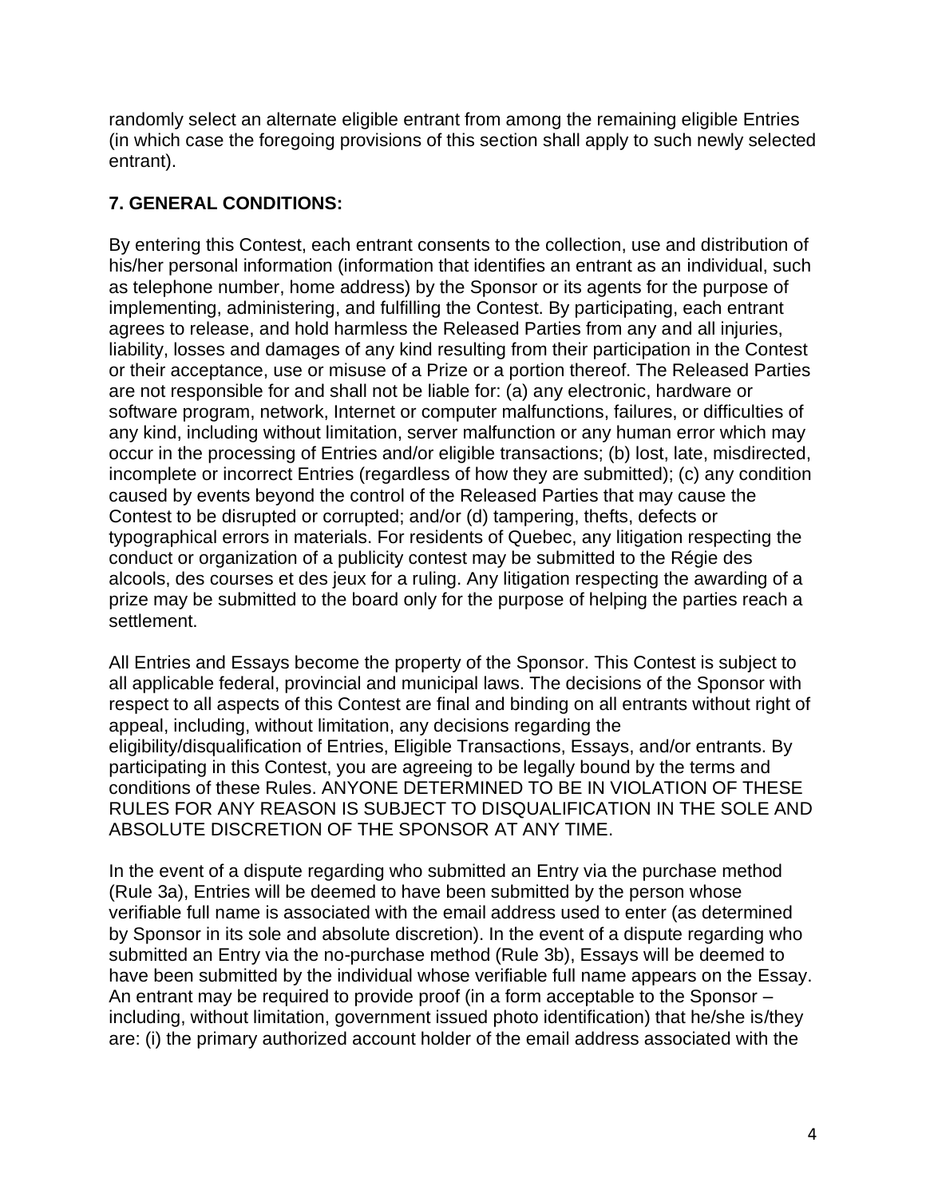randomly select an alternate eligible entrant from among the remaining eligible Entries (in which case the foregoing provisions of this section shall apply to such newly selected entrant).

## 7. GENERAL CONDITIONS:

By entering this Contest, each entrant consents to the collection, use and distribution of his/her personal information (information that identifies an entrant as an individual, such as telephone number, home address) by the Sponsor or its agents for the purpose of implementing, administering, and fulfilling the Contest. By participating, each entrant agrees to release, and hold harmless the Released Parties from any and all injuries, liability, losses and damages of any kind resulting from their participation in the Contest or their acceptance, use or misuse of a Prize or a portion thereof. The Released Parties are not responsible for and shall not be liable for: (a) any electronic, hardware or software program, network, Internet or computer malfunctions, failures, or difficulties of any kind, including without limitation, server malfunction or any human error which may occur in the processing of Entries and/or eligible transactions; (b) lost, late, misdirected, incomplete or incorrect Entries (regardless of how they are submitted); (c) any condition caused by events beyond the control of the Released Parties that may cause the Contest to be disrupted or corrupted; and/or (d) tampering, thefts, defects or typographical errors in materials. For residents of Quebec, any litigation respecting the conduct or organization of a publicity contest may be submitted to the Régie des alcools, des courses et des jeux for a ruling. Any litigation respecting the awarding of a prize may be submitted to the board only for the purpose of helping the parties reach a settlement.

All Entries and Essays become the property of the Sponsor. This Contest is subject to all applicable federal, provincial and municipal laws. The decisions of the Sponsor with respect to all aspects of this Contest are final and binding on all entrants without right of appeal, including, without limitation, any decisions regarding the eligibility/disqualification of Entries, Eligible Transactions, Essays, and/or entrants. By participating in this Contest, you are agreeing to be legally bound by the terms and conditions of these Rules. ANYONE DETERMINED TO BE IN VIOLATION OF THESE RULES FOR ANY REASON IS SUBJECT TO DISQUALIFICATION IN THE SOLE AND ABSOLUTE DISCRETION OF THE SPONSOR AT ANY TIME.

In the event of a dispute regarding who submitted an Entry via the purchase method (Rule 3a), Entries will be deemed to have been submitted by the person whose verifiable full name is associated with the email address used to enter (as determined by Sponsor in its sole and absolute discretion). In the event of a dispute regarding who submitted an Entry via the no-purchase method (Rule 3b), Essays will be deemed to have been submitted by the individual whose verifiable full name appears on the Essay. An entrant may be required to provide proof (in a form acceptable to the Sponsor – including, without limitation, government issued photo identification) that he/she is/they are: (i) the primary authorized account holder of the email address associated with the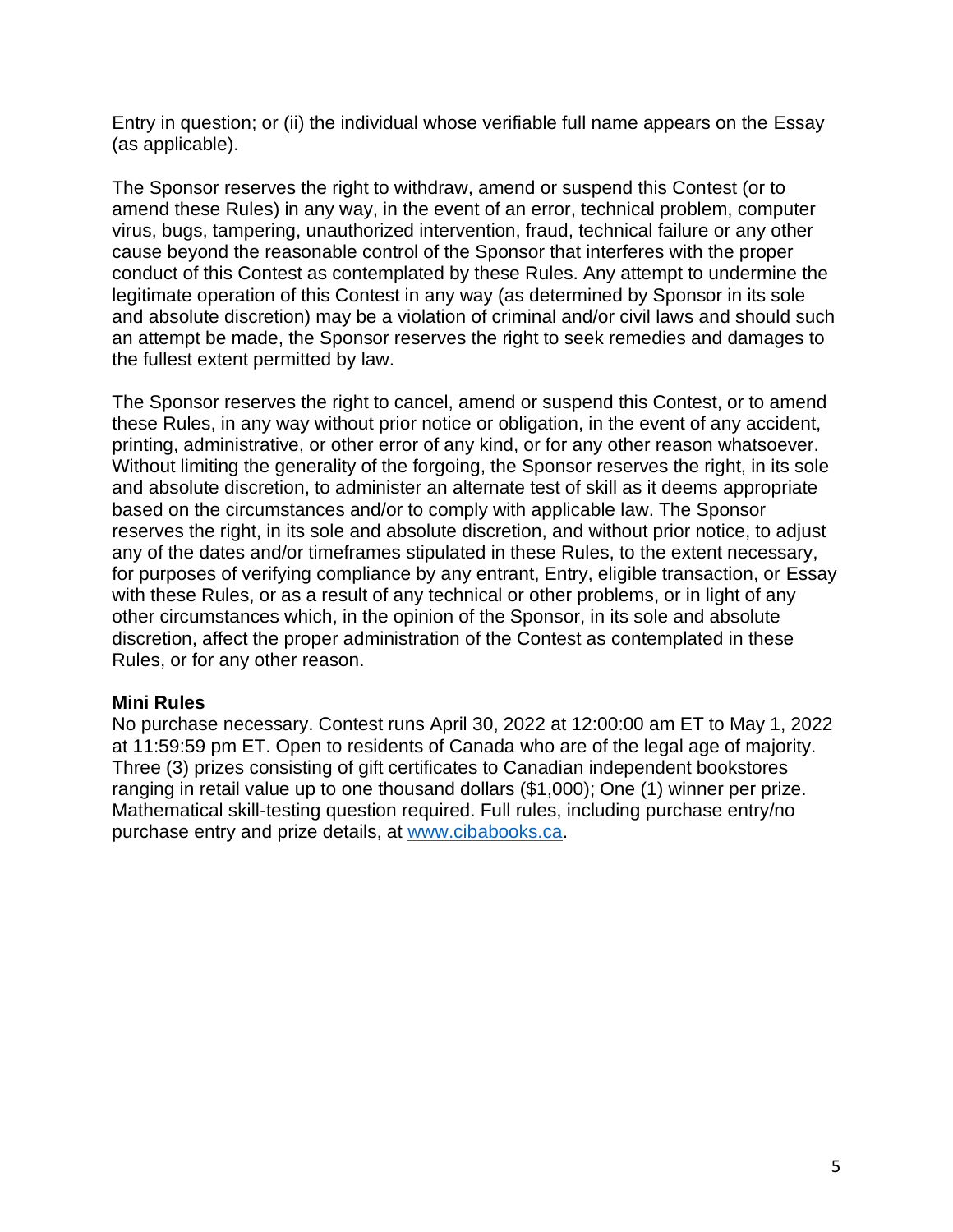Entry in question; or (ii) the individual whose verifiable full name appears on the Essay (as applicable).

The Sponsor reserves the right to withdraw, amend or suspend this Contest (or to amend these Rules) in any way, in the event of an error, technical problem, computer virus, bugs, tampering, unauthorized intervention, fraud, technical failure or any other cause beyond the reasonable control of the Sponsor that interferes with the proper conduct of this Contest as contemplated by these Rules. Any attempt to undermine the legitimate operation of this Contest in any way (as determined by Sponsor in its sole and absolute discretion) may be a violation of criminal and/or civil laws and should such an attempt be made, the Sponsor reserves the right to seek remedies and damages to the fullest extent permitted by law.

The Sponsor reserves the right to cancel, amend or suspend this Contest, or to amend these Rules, in any way without prior notice or obligation, in the event of any accident, printing, administrative, or other error of any kind, or for any other reason whatsoever. Without limiting the generality of the forgoing, the Sponsor reserves the right, in its sole and absolute discretion, to administer an alternate test of skill as it deems appropriate based on the circumstances and/or to comply with applicable law. The Sponsor reserves the right, in its sole and absolute discretion, and without prior notice, to adjust any of the dates and/or timeframes stipulated in these Rules, to the extent necessary, for purposes of verifying compliance by any entrant, Entry, eligible transaction, or Essay with these Rules, or as a result of any technical or other problems, or in light of any other circumstances which, in the opinion of the Sponsor, in its sole and absolute discretion, affect the proper administration of the Contest as contemplated in these Rules, or for any other reason.

**Mini Rules**

No purchase necessary. Contest runs April 30, 2022 at 12:00:00 am ET to May 1, 2022 at 11:59:59 pm ET. Open to residents of Canada who are of the legal age of majority. Three (3) prizes consisting of gift certificates to Canadian independent bookstores ranging in retail value up to one thousand dollars ($1,000); One (1) winner per prize. Mathematical skill-testing question required. Full rules, including purchase entry/no purchase entry and prize details, at [www.cibabooks.ca](http://www.cibabooks.ca).